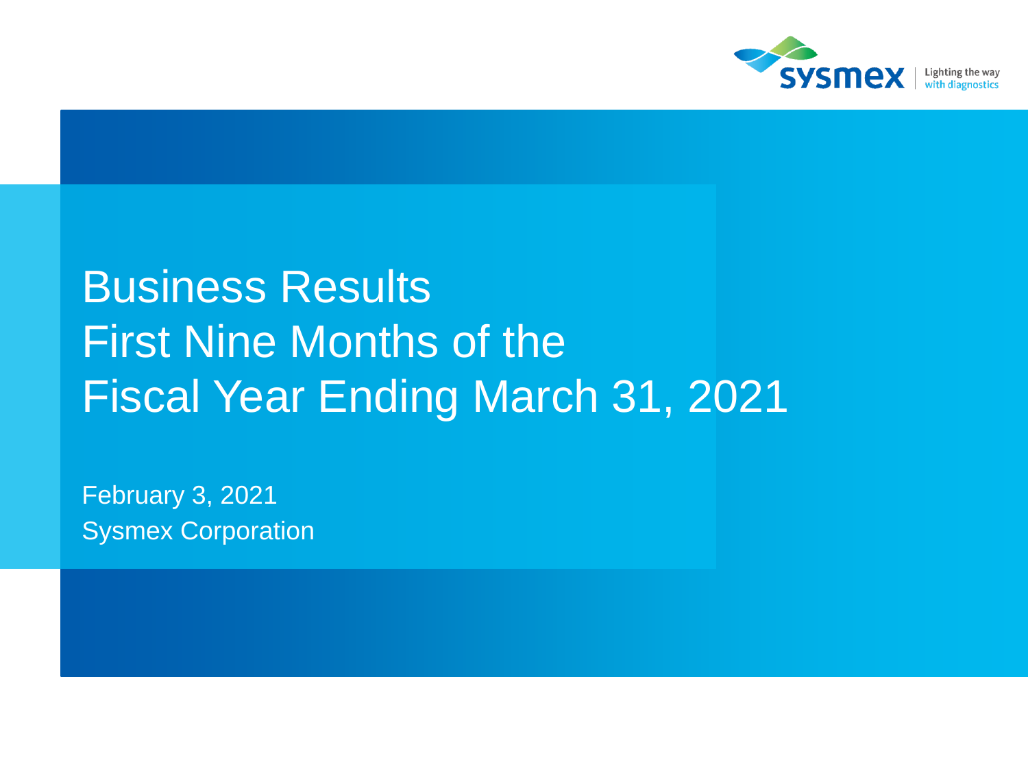# Business Results First Nine Months of the Fiscal Year Ending March 31, 2021

February 3, 2021

Sysmex Corporation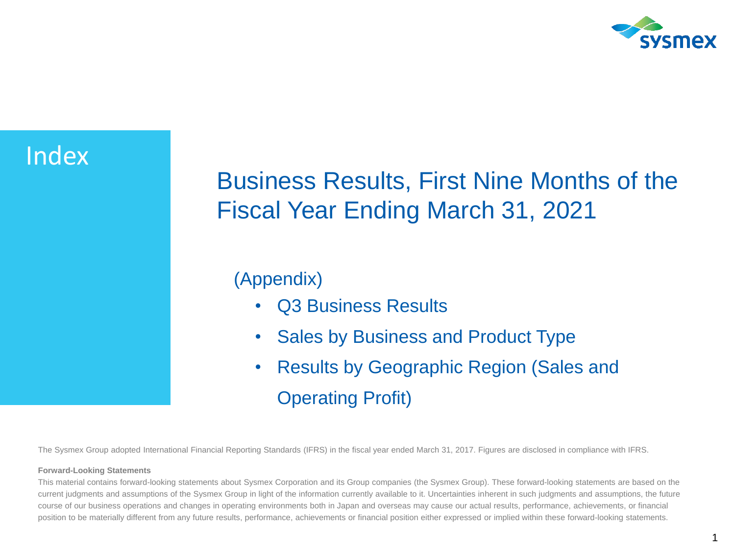# Index

## Business Results, First Nine Months of the Fiscal Year Ending March 31, 2021

(Appendix)

- Q3 Business Results
- Sales by Business and Product Type
- Results by Geographic Region (Sales and Operating Profit)

The Sysmex Group adopted International Financial Reporting Standards (IFRS) in the fiscal year ended March 31, 2017. Figures are disclosed in compliance with IFRS.

**Forward-Looking Statements**

This material contains forward-looking statements about Sysmex Corporation and its Group companies (the Sysmex Group). These forward-looking statements are based on the current judgments and assumptions of the Sysmex Group in light of the information currently available to it. Uncertainties inherent in such judgments and assumptions, the future course of our business operations and changes in operating environments both in Japan and overseas may cause our actual results, performance, achievements, or financial position to be materially different from any future results, performance, achievements or financial position either expressed or implied within these forward-looking statements.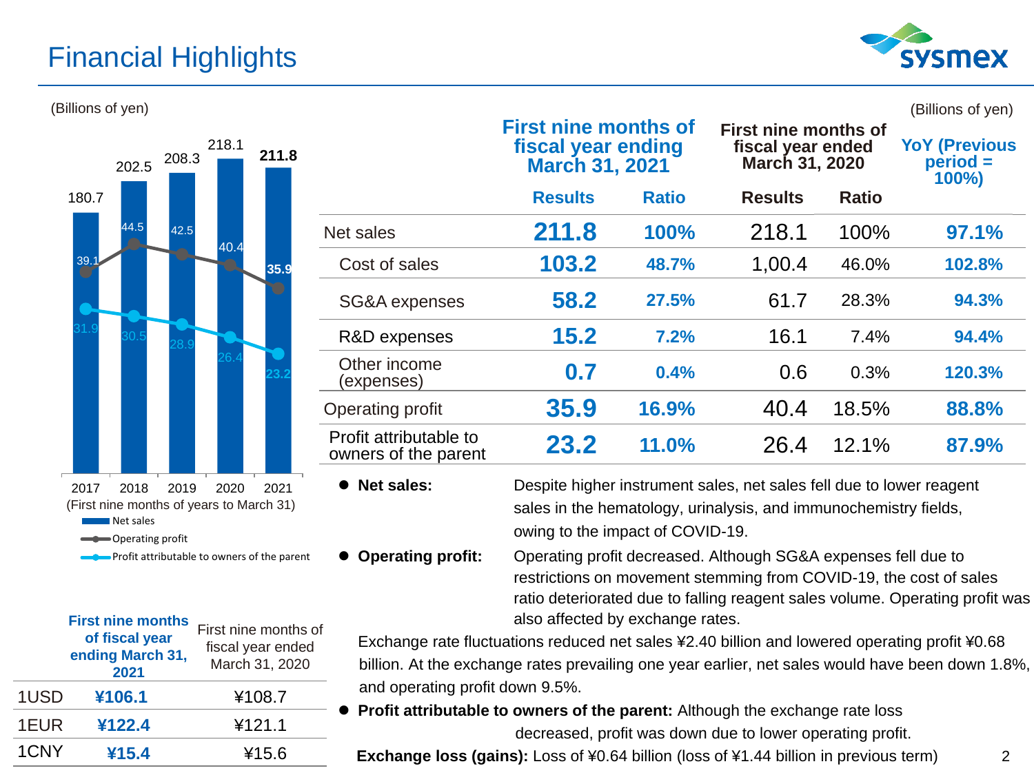# Financial Highlights

(Billions of yen)

| | 2017 | 2018 | 2019 | 2020 | 2021 |
|---|---|---|---|---|---|
| Net sales | 180.7 | 202.5 | 208.3 | 218.1 | 211.8 |
| Operating profit | 39.1 | 44.5 | 42.5 | 40.4 | 35.9 |
| Profit attributable to owners of the parent | 31.9 | 30.5 | 28.9 | 26.4 | 23.2 |

(First nine months of years to March 31)

(Billions of yen)

| | First nine months of fiscal year ending March 31, 2021 | | First nine months of fiscal year ended March 31, 2020 | | YoY (Previous period = 100%) |
|---|---|---|---|---|---|
| | **Results** | **Ratio** | **Results** | **Ratio** | |
| Net sales | **211.8** | **100%** | 218.1 | 100% | **97.1%** |
| Cost of sales | **103.2** | **48.7%** | 1,00.4 | 46.0% | **102.8%** |
| SG&A expenses | **58.2** | **27.5%** | 61.7 | 28.3% | **94.3%** |
| R&D expenses | **15.2** | **7.2%** | 16.1 | 7.4% | **94.4%** |
| Other income (expenses) | **0.7** | **0.4%** | 0.6 | 0.3% | **120.3%** |
| Operating profit | **35.9** | **16.9%** | 40.4 | 18.5% | **88.8%** |
| Profit attributable to owners of the parent | **23.2** | **11.0%** | 26.4 | 12.1% | **87.9%** |

| | First nine months of fiscal year ending March 31, 2021 | First nine months of fiscal year ended March 31, 2020 |
|---|---|---|
| 1USD | **¥106.1** | ¥108.7 |
| 1EUR | **¥122.4** | ¥121.1 |
| 1CNY | **¥15.4** | ¥15.6 |

- **Net sales:** Despite higher instrument sales, net sales fell due to lower reagent sales in the hematology, urinalysis, and immunochemistry fields, owing to the impact of COVID-19.
- **Operating profit:** Operating profit decreased. Although SG&A expenses fell due to restrictions on movement stemming from COVID-19, the cost of sales ratio deteriorated due to falling reagent sales volume. Operating profit was also affected by exchange rates.

  Exchange rate fluctuations reduced net sales ¥2.40 billion and lowered operating profit ¥0.68 billion. At the exchange rates prevailing one year earlier, net sales would have been down 1.8%, and operating profit down 9.5%.
- **Profit attributable to owners of the parent:** Although the exchange rate loss decreased, profit was down due to lower operating profit.

**Exchange loss (gains):** Loss of ¥0.64 billion (loss of ¥1.44 billion in previous term)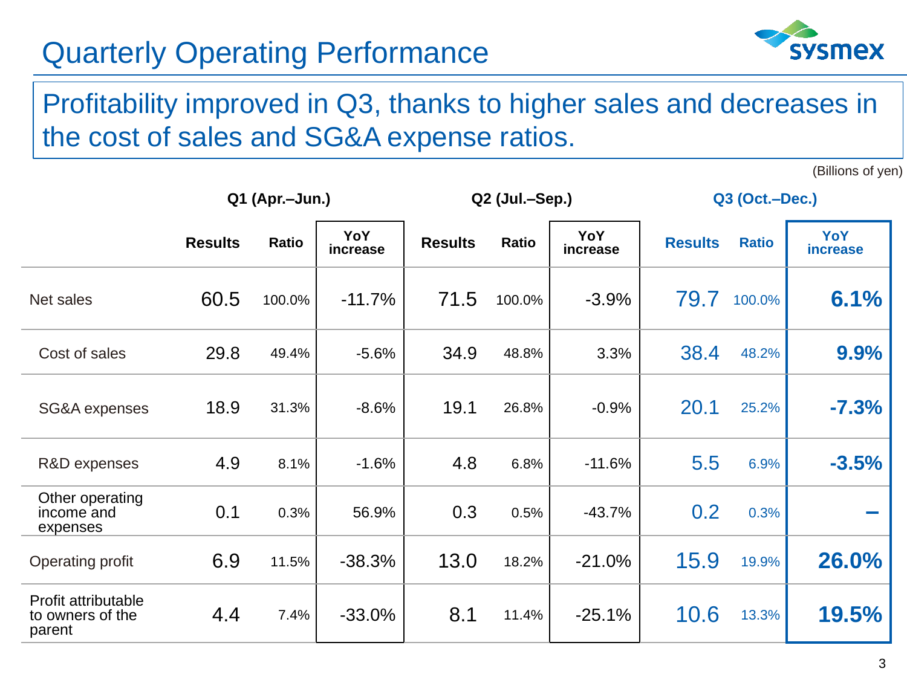# Quarterly Operating Performance

Profitability improved in Q3, thanks to higher sales and decreases in the cost of sales and SG&A expense ratios.

(Billions of yen)

| | Q1 (Apr.–Jun.) | | | Q2 (Jul.–Sep.) | | | Q3 (Oct.–Dec.) | | |
|---|---|---|---|---|---|---|---|---|---|
| | Results | Ratio | YoY increase | Results | Ratio | YoY increase | Results | Ratio | YoY increase |
| Net sales | 60.5 | 100.0% | -11.7% | 71.5 | 100.0% | -3.9% | 79.7 | 100.0% | **6.1%** |
| Cost of sales | 29.8 | 49.4% | -5.6% | 34.9 | 48.8% | 3.3% | 38.4 | 48.2% | **9.9%** |
| SG&A expenses | 18.9 | 31.3% | -8.6% | 19.1 | 26.8% | -0.9% | 20.1 | 25.2% | **-7.3%** |
| R&D expenses | 4.9 | 8.1% | -1.6% | 4.8 | 6.8% | -11.6% | 5.5 | 6.9% | **-3.5%** |
| Other operating income and expenses | 0.1 | 0.3% | 56.9% | 0.3 | 0.5% | -43.7% | 0.2 | 0.3% | **–** |
| Operating profit | 6.9 | 11.5% | -38.3% | 13.0 | 18.2% | -21.0% | 15.9 | 19.9% | **26.0%** |
| Profit attributable to owners of the parent | 4.4 | 7.4% | -33.0% | 8.1 | 11.4% | -25.1% | 10.6 | 13.3% | **19.5%** |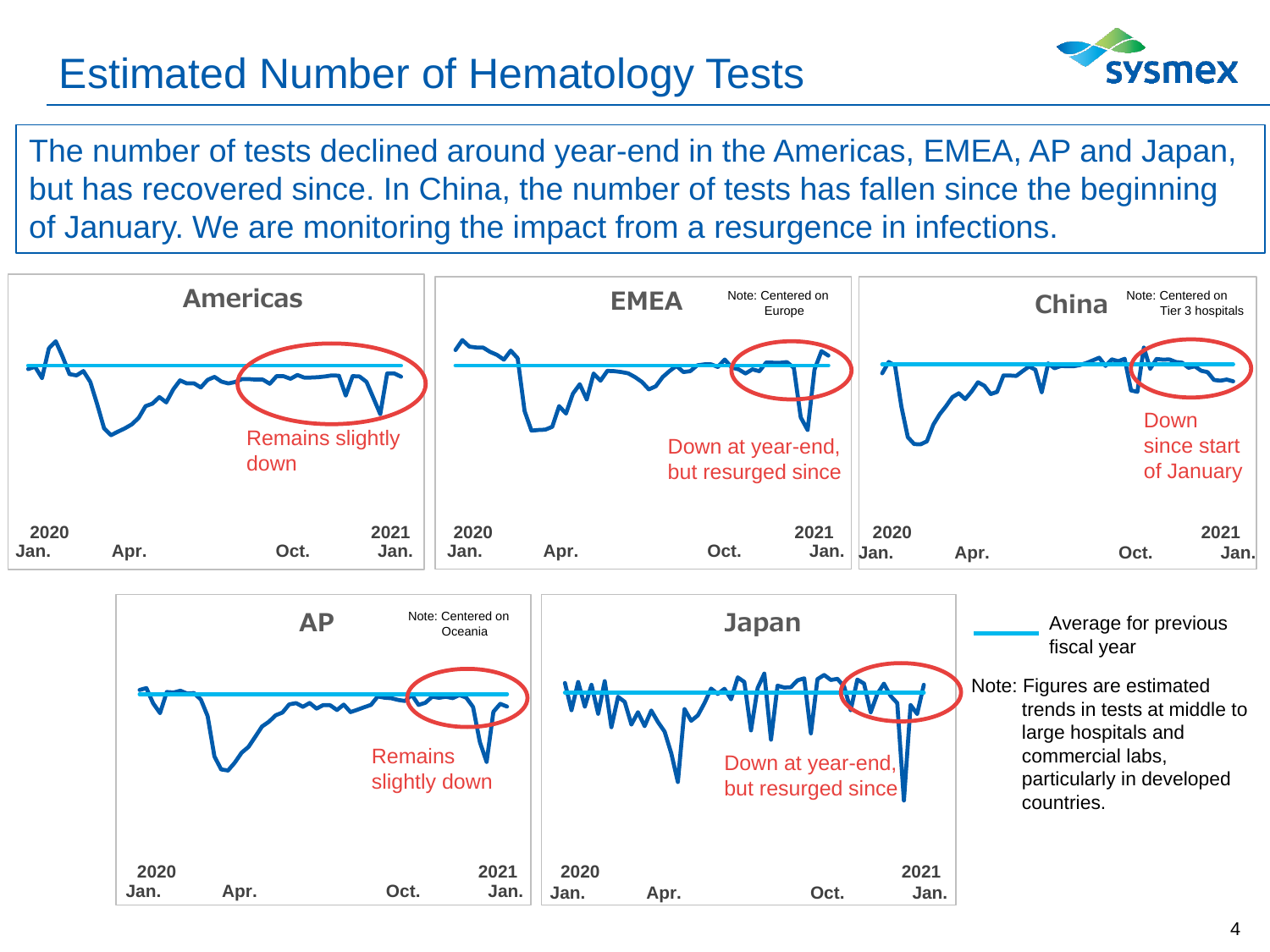# Estimated Number of Hematology Tests

The number of tests declined around year-end in the Americas, EMEA, AP and Japan, but has recovered since. In China, the number of tests has fallen since the beginning of January. We are monitoring the impact from a resurgence in infections.

**Americas**

Remains slightly down

2020 Jan. | Apr. | Oct. | 2021 Jan.

**EMEA**

Note: Centered on Europe

Down at year-end, but resurged since

2020 Jan. | Apr. | Oct. | 2021 Jan.

**China**

Note: Centered on Tier 3 hospitals

Down since start of January

2020 Jan. | Apr. | Oct. | 2021 Jan.

**AP**

Note: Centered on Oceania

Remains slightly down

2020 Jan. | Apr. | Oct. | 2021 Jan.

**Japan**

Down at year-end, but resurged since

2020 Jan. | Apr. | Oct. | 2021 Jan.

Average for previous fiscal year

Note: Figures are estimated trends in tests at middle to large hospitals and commercial labs, particularly in developed countries.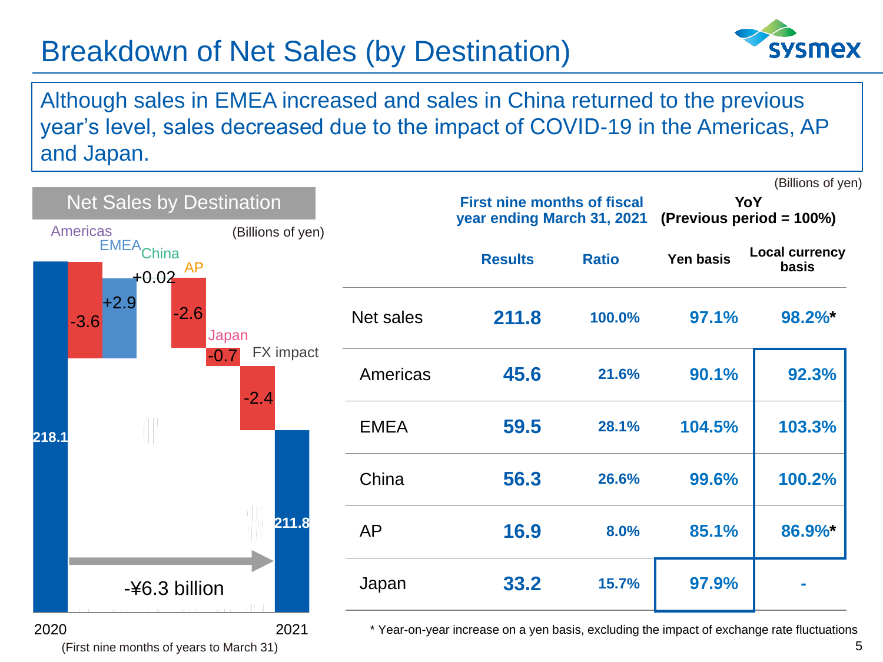# Breakdown of Net Sales (by Destination)

Although sales in EMEA increased and sales in China returned to the previous year's level, sales decreased due to the impact of COVID-19 in the Americas, AP and Japan.

## Net Sales by Destination

(Billions of yen)

| | Value |
|---|---|
| 2020 | 218.1 |
| Americas | -3.6 |
| EMEA | +2.9 |
| China | +0.02 |
| AP | -2.6 |
| Japan | -0.7 |
| FX impact | -2.4 |
| 2021 | 211.8 |

-¥6.3 billion

(First nine months of years to March 31)

(Billions of yen)

| | First nine months of fiscal year ending March 31, 2021 | | YoY (Previous period = 100%) | |
|---|---|---|---|---|
| | Results | Ratio | Yen basis | Local currency basis |
| Net sales | 211.8 | 100.0% | 97.1% | 98.2%* |
| Americas | 45.6 | 21.6% | 90.1% | 92.3% |
| EMEA | 59.5 | 28.1% | 104.5% | 103.3% |
| China | 56.3 | 26.6% | 99.6% | 100.2% |
| AP | 16.9 | 8.0% | 85.1% | 86.9%* |
| Japan | 33.2 | 15.7% | 97.9% | - |

\* Year-on-year increase on a yen basis, excluding the impact of exchange rate fluctuations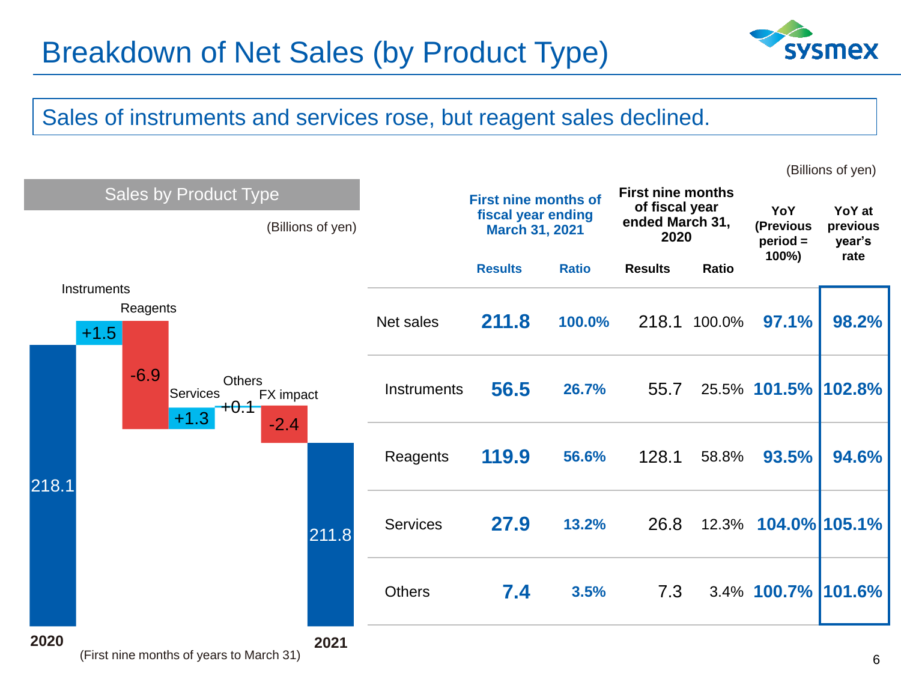# Breakdown of Net Sales (by Product Type)

Sales of instruments and services rose, but reagent sales declined.

## Sales by Product Type

(Billions of yen)

| | Value |
|---|---|
| 2020 | 218.1 |
| Instruments | +1.5 |
| Reagents | -6.9 |
| Services | +1.3 |
| Others | +0.1 |
| FX impact | -2.4 |
| 2021 | 211.8 |

(First nine months of years to March 31)

(Billions of yen)

| | First nine months of fiscal year ending March 31, 2021 | | First nine months of fiscal year ended March 31, 2020 | | YoY (Previous period = 100%) | YoY at previous year's rate |
|---|---|---|---|---|---|---|
| | Results | Ratio | Results | Ratio | | |
| Net sales | **211.8** | **100.0%** | 218.1 | 100.0% | **97.1%** | **98.2%** |
| Instruments | **56.5** | **26.7%** | 55.7 | 25.5% | **101.5%** | **102.8%** |
| Reagents | **119.9** | **56.6%** | 128.1 | 58.8% | **93.5%** | **94.6%** |
| Services | **27.9** | **13.2%** | 26.8 | 12.3% | **104.0%** | **105.1%** |
| Others | **7.4** | **3.5%** | 7.3 | 3.4% | **100.7%** | **101.6%** |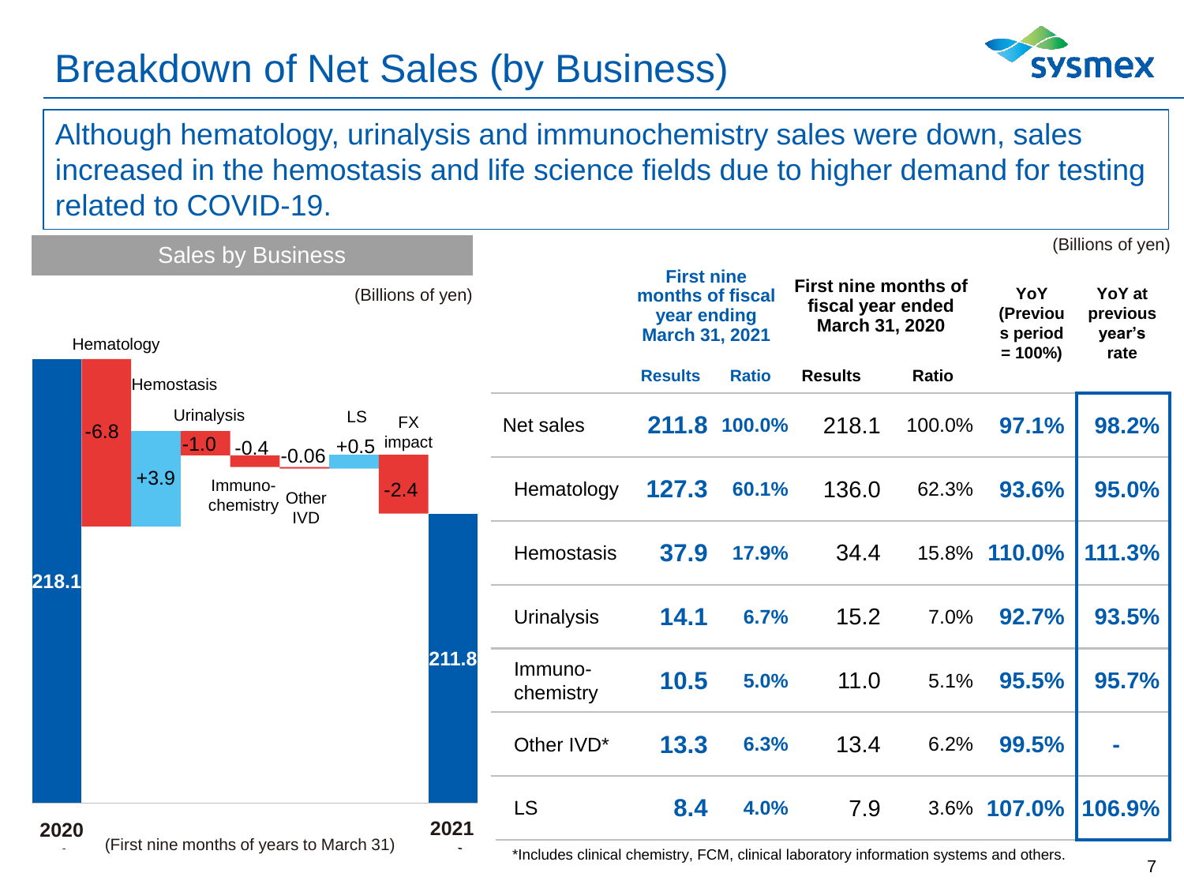# Breakdown of Net Sales (by Business)

Although hematology, urinalysis and immunochemistry sales were down, sales increased in the hemostasis and life science fields due to higher demand for testing related to COVID-19.

## Sales by Business

(Billions of yen)

| | Value |
|---|---|
| 2020 | 218.1 |
| Hematology | -6.8 |
| Hemostasis | +3.9 |
| Urinalysis | -1.0 |
| Immuno-chemistry | -0.4 |
| Other IVD | -0.06 |
| LS | +0.5 |
| FX impact | -2.4 |
| 2021 | 211.8 |

(First nine months of years to March 31)

(Billions of yen)

| | First nine months of fiscal year ending March 31, 2021 | | First nine months of fiscal year ended March 31, 2020 | | YoY (Previous period = 100%) | YoY at previous year's rate |
|---|---|---|---|---|---|---|
| | Results | Ratio | Results | Ratio | | |
| Net sales | 211.8 | 100.0% | 218.1 | 100.0% | 97.1% | 98.2% |
| Hematology | 127.3 | 60.1% | 136.0 | 62.3% | 93.6% | 95.0% |
| Hemostasis | 37.9 | 17.9% | 34.4 | 15.8% | 110.0% | 111.3% |
| Urinalysis | 14.1 | 6.7% | 15.2 | 7.0% | 92.7% | 93.5% |
| Immuno-chemistry | 10.5 | 5.0% | 11.0 | 5.1% | 95.5% | 95.7% |
| Other IVD* | 13.3 | 6.3% | 13.4 | 6.2% | 99.5% | - |
| LS | 8.4 | 4.0% | 7.9 | 3.6% | 107.0% | 106.9% |

*Includes clinical chemistry, FCM, clinical laboratory information systems and others.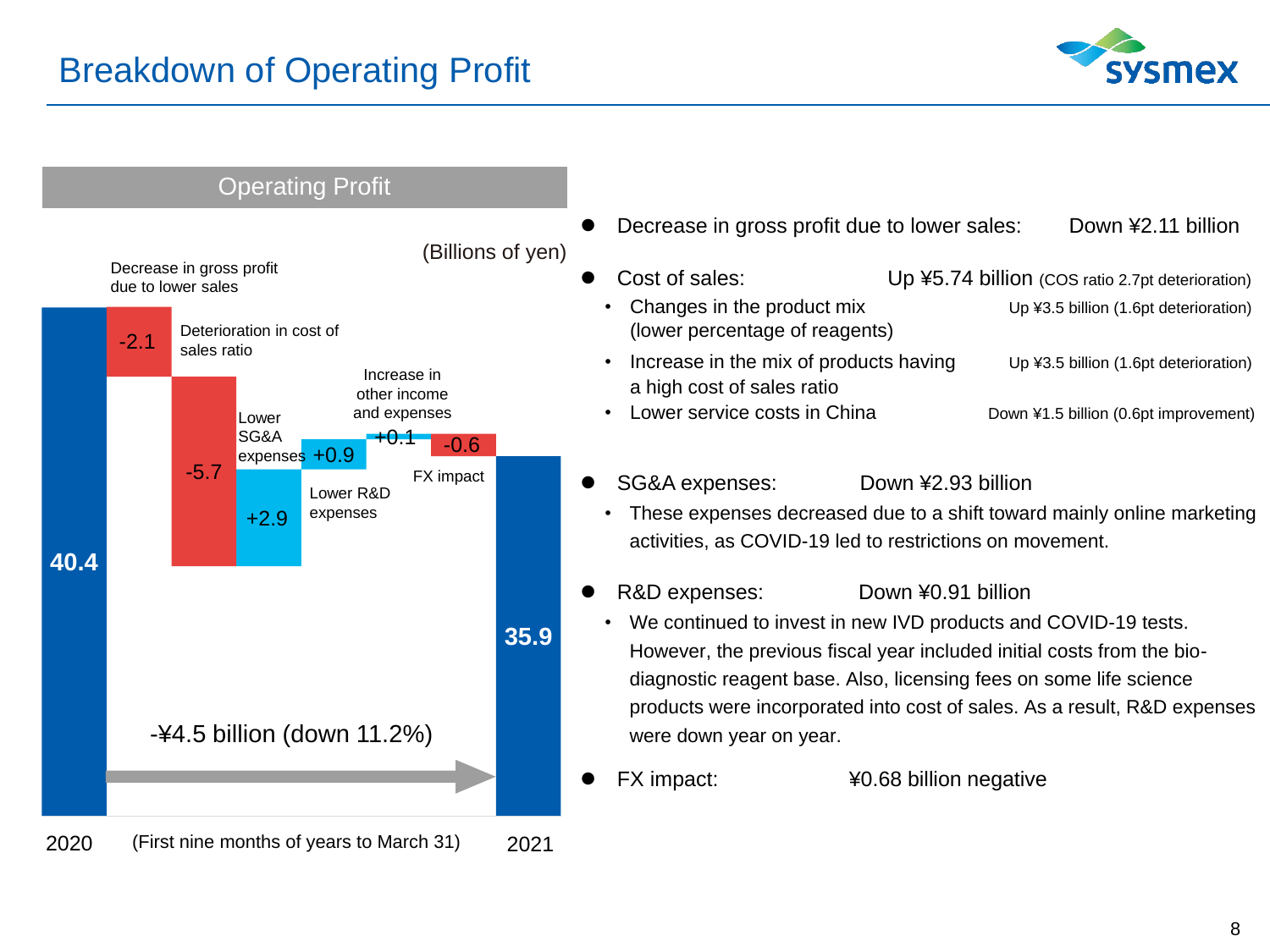# Breakdown of Operating Profit

## Operating Profit

(Billions of yen)

| | Value |
|---|---|
| 2020 | 40.4 |
| Decrease in gross profit due to lower sales | -2.1 |
| Deterioration in cost of sales ratio | -5.7 |
| Lower SG&A expenses | +2.9 |
| Lower R&D expenses | +0.9 |
| Increase in other income and expenses | +0.1 |
| FX impact | -0.6 |
| 2021 | 35.9 |

-¥4.5 billion (down 11.2%)

(First nine months of years to March 31)

- Decrease in gross profit due to lower sales: Down ¥2.11 billion
- Cost of sales: Up ¥5.74 billion (COS ratio 2.7pt deterioration)
  - Changes in the product mix (lower percentage of reagents) — Up ¥3.5 billion (1.6pt deterioration)
  - Increase in the mix of products having a high cost of sales ratio — Up ¥3.5 billion (1.6pt deterioration)
  - Lower service costs in China — Down ¥1.5 billion (0.6pt improvement)
- SG&A expenses: Down ¥2.93 billion
  - These expenses decreased due to a shift toward mainly online marketing activities, as COVID-19 led to restrictions on movement.
- R&D expenses: Down ¥0.91 billion
  - We continued to invest in new IVD products and COVID-19 tests. However, the previous fiscal year included initial costs from the bio-diagnostic reagent base. Also, licensing fees on some life science products were incorporated into cost of sales. As a result, R&D expenses were down year on year.
- FX impact: ¥0.68 billion negative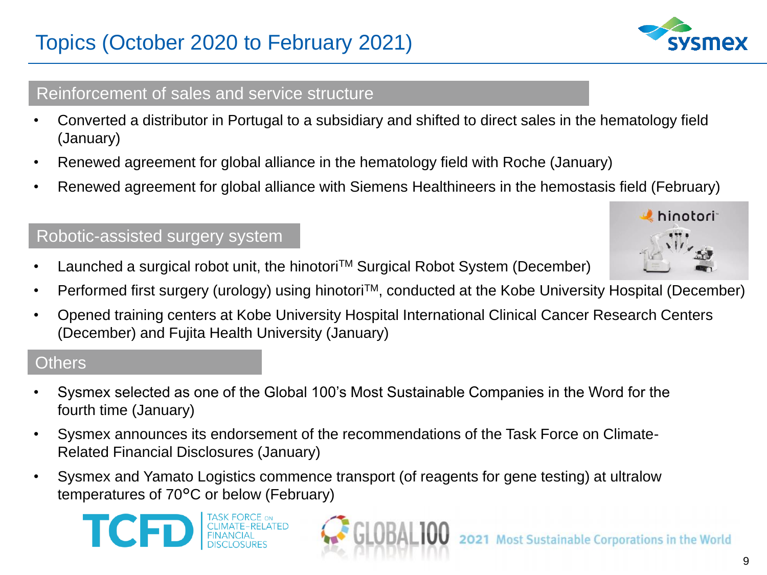# Topics (October 2020 to February 2021)

## Reinforcement of sales and service structure

- Converted a distributor in Portugal to a subsidiary and shifted to direct sales in the hematology field (January)
- Renewed agreement for global alliance in the hematology field with Roche (January)
- Renewed agreement for global alliance with Siemens Healthineers in the hemostasis field (February)

## Robotic-assisted surgery system

- Launched a surgical robot unit, the hinotori™ Surgical Robot System (December)
- Performed first surgery (urology) using hinotori™, conducted at the Kobe University Hospital (December)
- Opened training centers at Kobe University Hospital International Clinical Cancer Research Centers (December) and Fujita Health University (January)

## Others

- Sysmex selected as one of the Global 100's Most Sustainable Companies in the Word for the fourth time (January)
- Sysmex announces its endorsement of the recommendations of the Task Force on Climate-Related Financial Disclosures (January)
- Sysmex and Yamato Logistics commence transport (of reagents for gene testing) at ultralow temperatures of 70°C or below (February)

TCFD TASK FORCE ON CLIMATE-RELATED FINANCIAL DISCLOSURES

GLOBAL100 2021 Most Sustainable Corporations in the World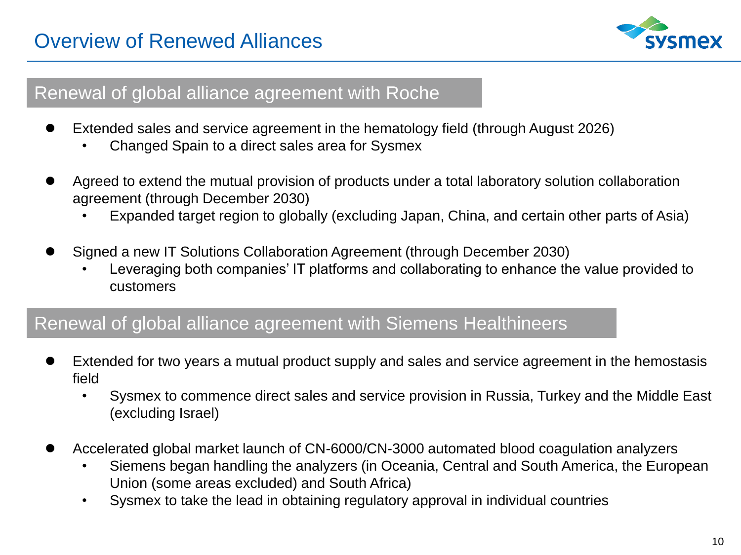# Overview of Renewed Alliances

## Renewal of global alliance agreement with Roche

- Extended sales and service agreement in the hematology field (through August 2026)
  - Changed Spain to a direct sales area for Sysmex
- Agreed to extend the mutual provision of products under a total laboratory solution collaboration agreement (through December 2030)
  - Expanded target region to globally (excluding Japan, China, and certain other parts of Asia)
- Signed a new IT Solutions Collaboration Agreement (through December 2030)
  - Leveraging both companies' IT platforms and collaborating to enhance the value provided to customers

## Renewal of global alliance agreement with Siemens Healthineers

- Extended for two years a mutual product supply and sales and service agreement in the hemostasis field
  - Sysmex to commence direct sales and service provision in Russia, Turkey and the Middle East (excluding Israel)
- Accelerated global market launch of CN-6000/CN-3000 automated blood coagulation analyzers
  - Siemens began handling the analyzers (in Oceania, Central and South America, the European Union (some areas excluded) and South Africa)
  - Sysmex to take the lead in obtaining regulatory approval in individual countries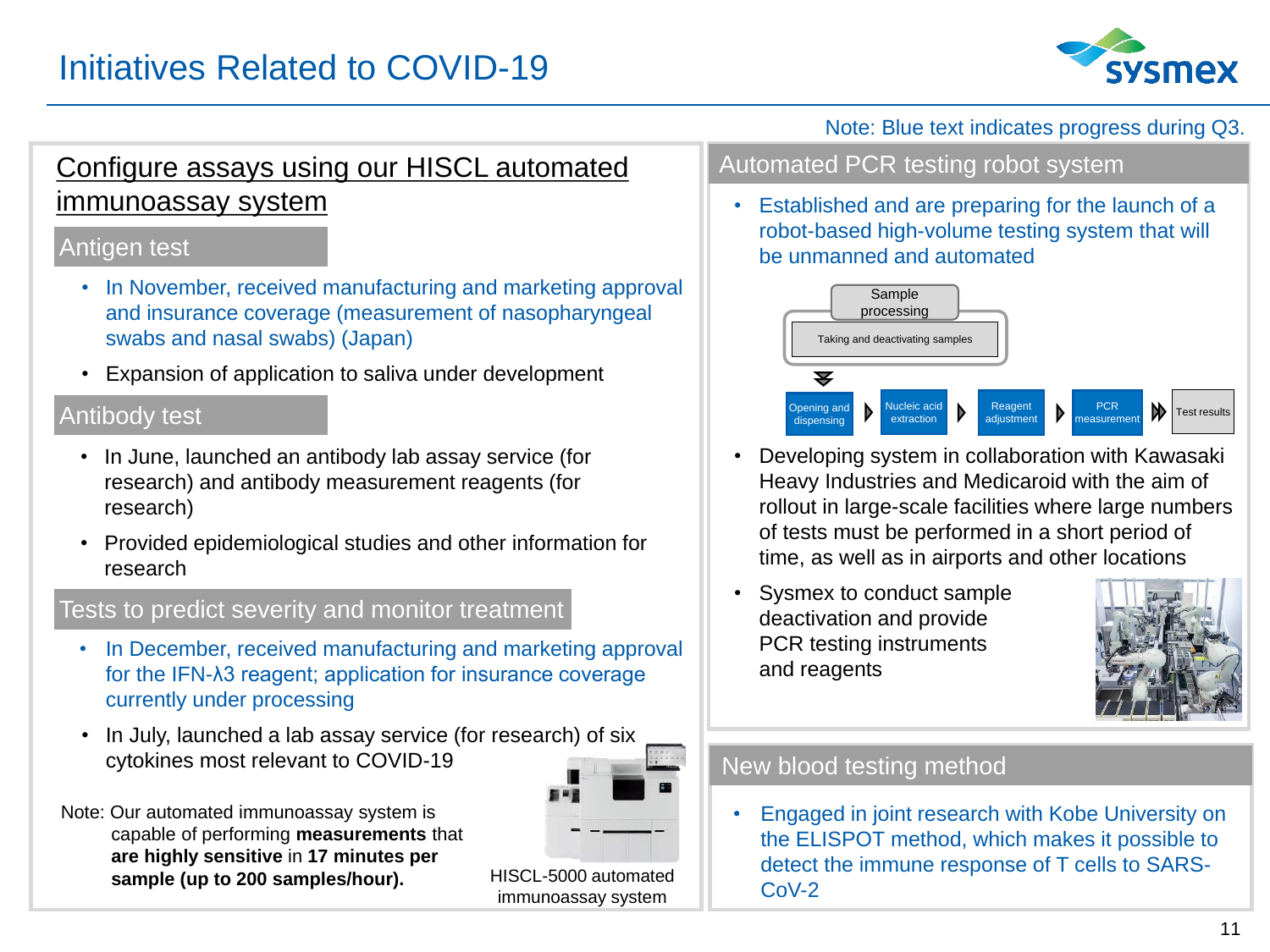# Initiatives Related to COVID-19

Note: Blue text indicates progress during Q3.

## Configure assays using our HISCL automated immunoassay system

### Antigen test

- In November, received manufacturing and marketing approval and insurance coverage (measurement of nasopharyngeal swabs and nasal swabs) (Japan)
- Expansion of application to saliva under development

### Antibody test

- In June, launched an antibody lab assay service (for research) and antibody measurement reagents (for research)
- Provided epidemiological studies and other information for research

### Tests to predict severity and monitor treatment

- In December, received manufacturing and marketing approval for the IFN-λ3 reagent; application for insurance coverage currently under processing
- In July, launched a lab assay service (for research) of six cytokines most relevant to COVID-19

Note: Our automated immunoassay system is capable of performing **measurements** that **are highly sensitive** in **17 minutes per sample (up to 200 samples/hour).**

HISCL-5000 automated immunoassay system

## Automated PCR testing robot system

- Established and are preparing for the launch of a robot-based high-volume testing system that will be unmanned and automated

Sample processing: Taking and deactivating samples → Opening and dispensing → Nucleic acid extraction → Reagent adjustment → PCR measurement → Test results

- Developing system in collaboration with Kawasaki Heavy Industries and Medicaroid with the aim of rollout in large-scale facilities where large numbers of tests must be performed in a short period of time, as well as in airports and other locations
- Sysmex to conduct sample deactivation and provide PCR testing instruments and reagents

## New blood testing method

- Engaged in joint research with Kobe University on the ELISPOT method, which makes it possible to detect the immune response of T cells to SARS-CoV-2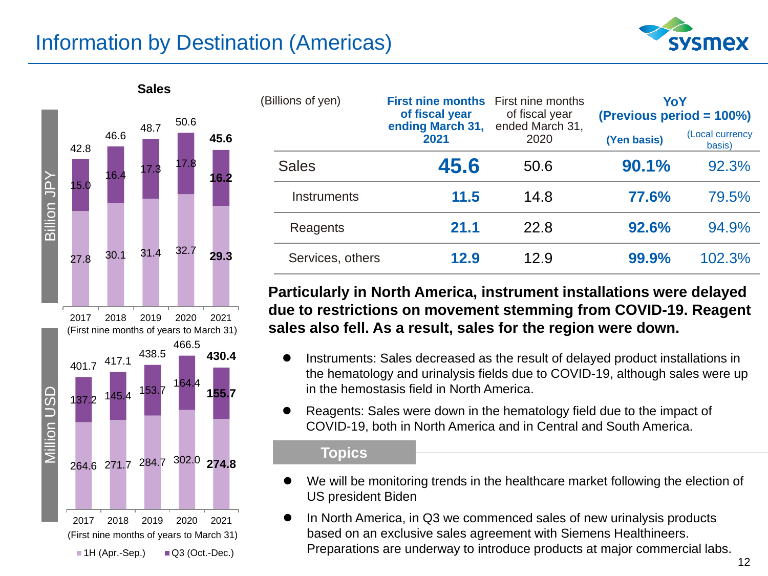# Information by Destination (Americas)

**Sales**

Billion JPY

| | 2017 | 2018 | 2019 | 2020 | 2021 |
|---|---|---|---|---|---|
| 1H (Apr.-Sep.) | 27.8 | 30.1 | 31.4 | 32.7 | **29.3** |
| Q3 (Oct.-Dec.) | 15.0 | 16.4 | 17.3 | 17.8 | **16.2** |
| Total | 42.8 | 46.6 | 48.7 | 50.6 | **45.6** |

(First nine months of years to March 31)

Million USD

| | 2017 | 2018 | 2019 | 2020 | 2021 |
|---|---|---|---|---|---|
| 1H (Apr.-Sep.) | 264.6 | 271.7 | 284.7 | 302.0 | **274.8** |
| Q3 (Oct.-Dec.) | 137.2 | 145.4 | 153.7 | 164.4 | **155.7** |
| Total | 401.7 | 417.1 | 438.5 | 466.5 | **430.4** |

(First nine months of years to March 31)

| (Billions of yen) | **First nine months of fiscal year ending March 31, 2021** | First nine months of fiscal year ended March 31, 2020 | **YoY (Previous period = 100%)** (Yen basis) | (Local currency basis) |
|---|---|---|---|---|
| Sales | **45.6** | 50.6 | **90.1%** | 92.3% |
| Instruments | **11.5** | 14.8 | **77.6%** | 79.5% |
| Reagents | **21.1** | 22.8 | **92.6%** | 94.9% |
| Services, others | **12.9** | 12.9 | **99.9%** | 102.3% |

**Particularly in North America, instrument installations were delayed due to restrictions on movement stemming from COVID-19. Reagent sales also fell. As a result, sales for the region were down.**

- Instruments: Sales decreased as the result of delayed product installations in the hematology and urinalysis fields due to COVID-19, although sales were up in the hemostasis field in North America.
- Reagents: Sales were down in the hematology field due to the impact of COVID-19, both in North America and in Central and South America.

## Topics

- We will be monitoring trends in the healthcare market following the election of US president Biden
- In North America, in Q3 we commenced sales of new urinalysis products based on an exclusive sales agreement with Siemens Healthineers. Preparations are underway to introduce products at major commercial labs.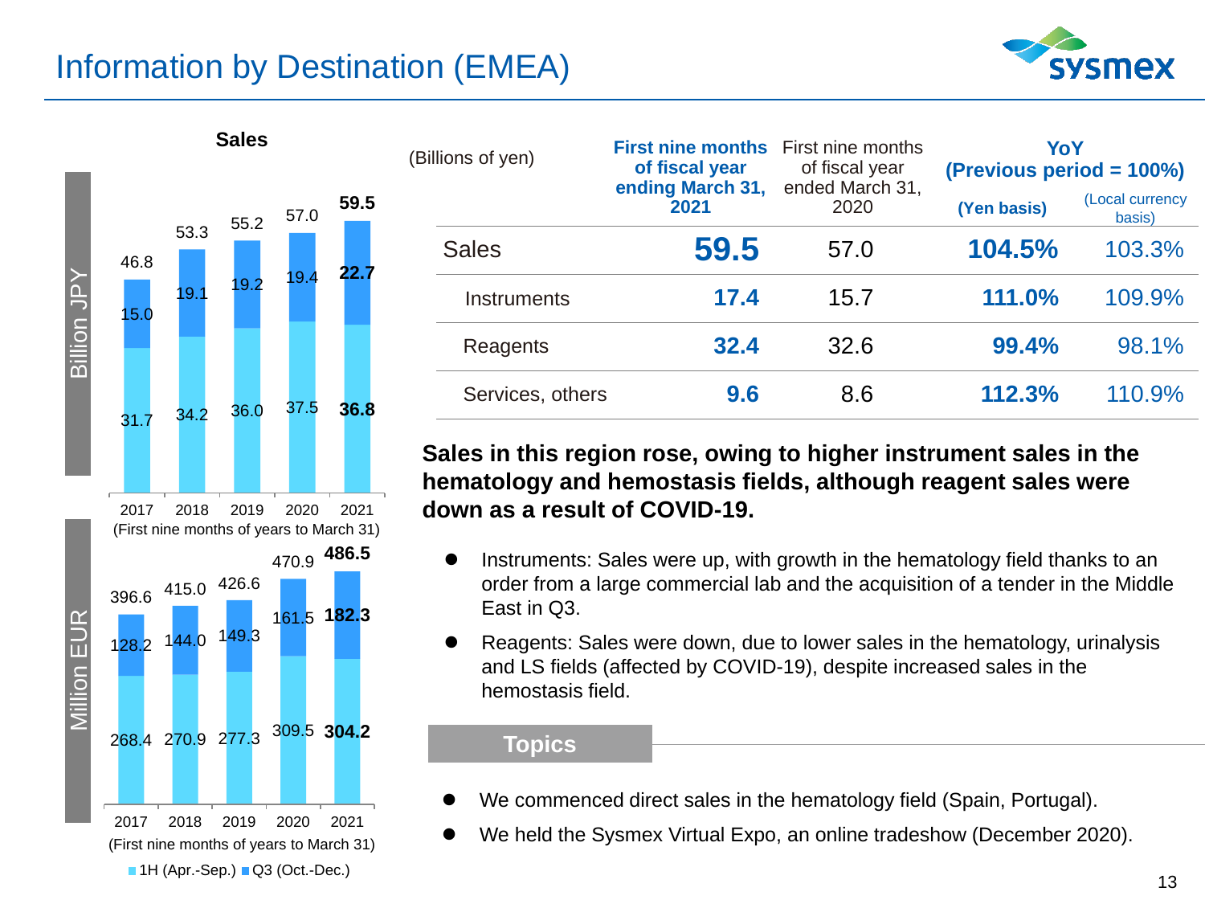# Information by Destination (EMEA)

## Sales

**Billion JPY** (First nine months of years to March 31)

| | 2017 | 2018 | 2019 | 2020 | 2021 |
|---|---|---|---|---|---|
| 1H (Apr.-Sep.) | 31.7 | 34.2 | 36.0 | 37.5 | **36.8** |
| Q3 (Oct.-Dec.) | 15.0 | 19.1 | 19.2 | 19.4 | **22.7** |
| Total | 46.8 | 53.3 | 55.2 | 57.0 | **59.5** |

**Million EUR** (First nine months of years to March 31)

| | 2017 | 2018 | 2019 | 2020 | 2021 |
|---|---|---|---|---|---|
| 1H (Apr.-Sep.) | 268.4 | 270.9 | 277.3 | 309.5 | **304.2** |
| Q3 (Oct.-Dec.) | 128.2 | 144.0 | 149.3 | 161.5 | **182.3** |
| Total | 396.6 | 415.0 | 426.6 | 470.9 | **486.5** |

| (Billions of yen) | **First nine months of fiscal year ending March 31, 2021** | First nine months of fiscal year ended March 31, 2020 | **YoY (Previous period = 100%) (Yen basis)** | (Local currency basis) |
|---|---|---|---|---|
| Sales | **59.5** | 57.0 | **104.5%** | 103.3% |
| Instruments | **17.4** | 15.7 | **111.0%** | 109.9% |
| Reagents | **32.4** | 32.6 | **99.4%** | 98.1% |
| Services, others | **9.6** | 8.6 | **112.3%** | 110.9% |

**Sales in this region rose, owing to higher instrument sales in the hematology and hemostasis fields, although reagent sales were down as a result of COVID-19.**

- Instruments: Sales were up, with growth in the hematology field thanks to an order from a large commercial lab and the acquisition of a tender in the Middle East in Q3.
- Reagents: Sales were down, due to lower sales in the hematology, urinalysis and LS fields (affected by COVID-19), despite increased sales in the hemostasis field.

## Topics

- We commenced direct sales in the hematology field (Spain, Portugal).
- We held the Sysmex Virtual Expo, an online tradeshow (December 2020).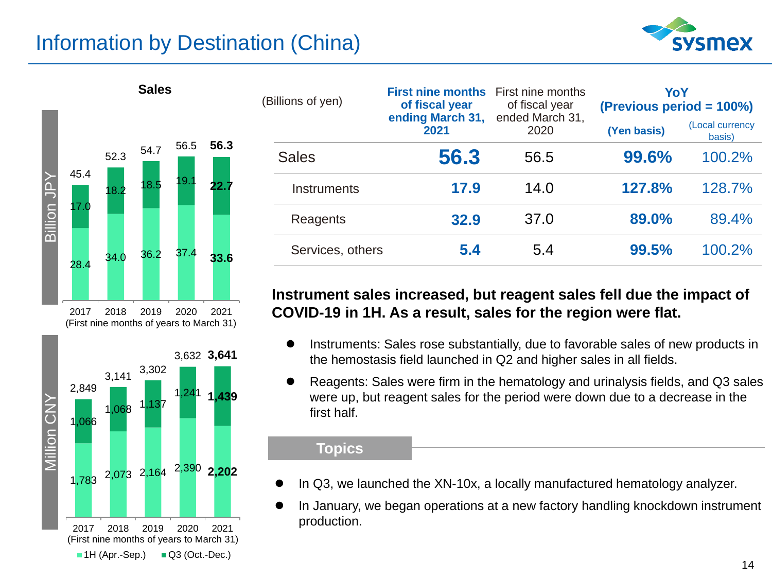# Information by Destination (China)

**Sales**

Billion JPY (First nine months of years to March 31)

| | 2017 | 2018 | 2019 | 2020 | 2021 |
|---|---|---|---|---|---|
| 1H (Apr.-Sep.) | 28.4 | 34.0 | 36.2 | 37.4 | 33.6 |
| Q3 (Oct.-Dec.) | 17.0 | 18.2 | 18.5 | 19.1 | 22.7 |
| Total | 45.4 | 52.3 | 54.7 | 56.5 | 56.3 |

Million CNY (First nine months of years to March 31)

| | 2017 | 2018 | 2019 | 2020 | 2021 |
|---|---|---|---|---|---|
| 1H (Apr.-Sep.) | 1,783 | 2,073 | 2,164 | 2,390 | 2,202 |
| Q3 (Oct.-Dec.) | 1,066 | 1,068 | 1,137 | 1,241 | 1,439 |
| Total | 2,849 | 3,141 | 3,302 | 3,632 | 3,641 |

| (Billions of yen) | First nine months of fiscal year ending March 31, 2021 | First nine months of fiscal year ended March 31, 2020 | YoY (Previous period = 100%) (Yen basis) | (Local currency basis) |
|---|---|---|---|---|
| Sales | **56.3** | 56.5 | **99.6%** | 100.2% |
| Instruments | **17.9** | 14.0 | **127.8%** | 128.7% |
| Reagents | **32.9** | 37.0 | **89.0%** | 89.4% |
| Services, others | **5.4** | 5.4 | **99.5%** | 100.2% |

**Instrument sales increased, but reagent sales fell due the impact of COVID-19 in 1H. As a result, sales for the region were flat.**

- Instruments: Sales rose substantially, due to favorable sales of new products in the hemostasis field launched in Q2 and higher sales in all fields.
- Reagents: Sales were firm in the hematology and urinalysis fields, and Q3 sales were up, but reagent sales for the period were down due to a decrease in the first half.

## Topics

- In Q3, we launched the XN-10x, a locally manufactured hematology analyzer.
- In January, we began operations at a new factory handling knockdown instrument production.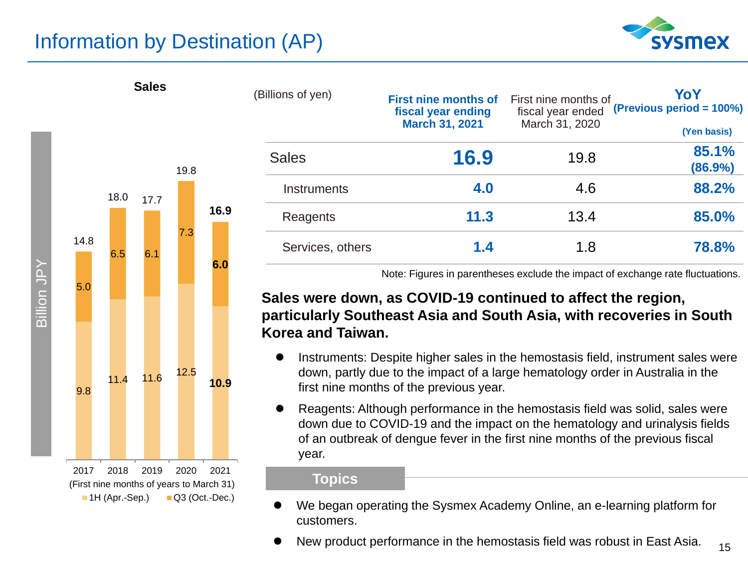# Information by Destination (AP)

**Sales**

Billion JPY

| First nine months of years to March 31 | 1H (Apr.-Sep.) | Q3 (Oct.-Dec.) | Total |
|---|---|---|---|
| 2017 | 9.8 | 5.0 | 14.8 |
| 2018 | 11.4 | 6.5 | 18.0 |
| 2019 | 11.6 | 6.1 | 17.7 |
| 2020 | 12.5 | 7.3 | 19.8 |
| 2021 | **10.9** | **6.0** | **16.9** |

(Billions of yen)

| | First nine months of fiscal year ending March 31, 2021 | First nine months of fiscal year ended March 31, 2020 | YoY (Previous period = 100%) (Yen basis) |
|---|---|---|---|
| Sales | **16.9** | 19.8 | **85.1%** **(86.9%)** |
| Instruments | **4.0** | 4.6 | **88.2%** |
| Reagents | **11.3** | 13.4 | **85.0%** |
| Services, others | **1.4** | 1.8 | **78.8%** |

Note: Figures in parentheses exclude the impact of exchange rate fluctuations.

**Sales were down, as COVID-19 continued to affect the region, particularly Southeast Asia and South Asia, with recoveries in South Korea and Taiwan.**

- Instruments: Despite higher sales in the hemostasis field, instrument sales were down, partly due to the impact of a large hematology order in Australia in the first nine months of the previous year.
- Reagents: Although performance in the hemostasis field was solid, sales were down due to COVID-19 and the impact on the hematology and urinalysis fields of an outbreak of dengue fever in the first nine months of the previous fiscal year.

**Topics**

- We began operating the Sysmex Academy Online, an e-learning platform for customers.
- New product performance in the hemostasis field was robust in East Asia.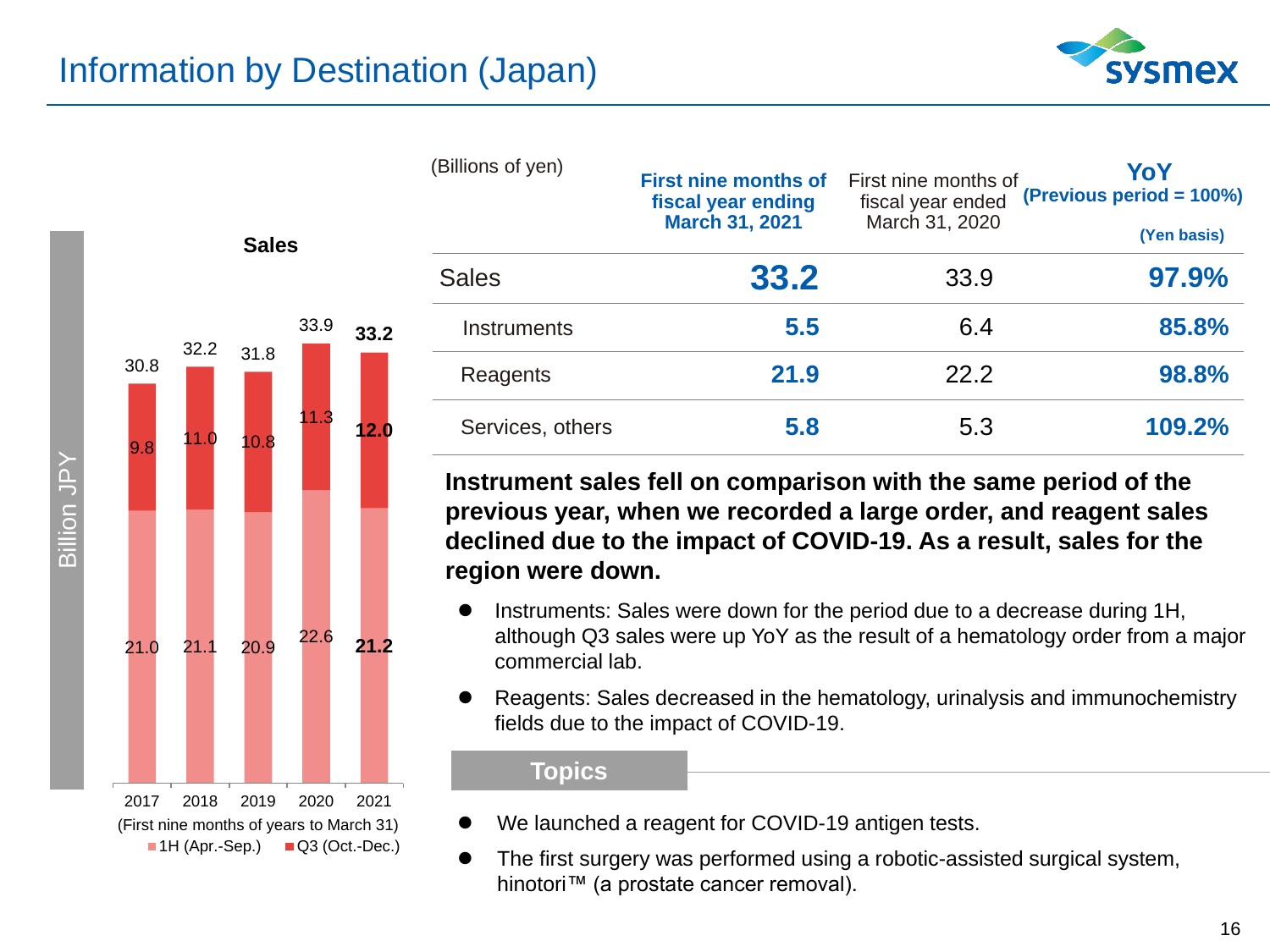# Information by Destination (Japan)

**Sales**

Billion JPY

| (First nine months of years to March 31) | 2017 | 2018 | 2019 | 2020 | 2021 |
|---|---|---|---|---|---|
| 1H (Apr.-Sep.) | 21.0 | 21.1 | 20.9 | 22.6 | **21.2** |
| Q3 (Oct.-Dec.) | 9.8 | 11.0 | 10.8 | 11.3 | **12.0** |
| Total | 30.8 | 32.2 | 31.8 | 33.9 | **33.2** |

| (Billions of yen) | **First nine months of fiscal year ending March 31, 2021** | First nine months of fiscal year ended March 31, 2020 | **YoY (Previous period = 100%) (Yen basis)** |
|---|---|---|---|
| Sales | **33.2** | 33.9 | **97.9%** |
| Instruments | **5.5** | 6.4 | **85.8%** |
| Reagents | **21.9** | 22.2 | **98.8%** |
| Services, others | **5.8** | 5.3 | **109.2%** |

**Instrument sales fell on comparison with the same period of the previous year, when we recorded a large order, and reagent sales declined due to the impact of COVID-19. As a result, sales for the region were down.**

- Instruments: Sales were down for the period due to a decrease during 1H, although Q3 sales were up YoY as the result of a hematology order from a major commercial lab.
- Reagents: Sales decreased in the hematology, urinalysis and immunochemistry fields due to the impact of COVID-19.

**Topics**

- We launched a reagent for COVID-19 antigen tests.
- The first surgery was performed using a robotic-assisted surgical system, hinotori™ (a prostate cancer removal).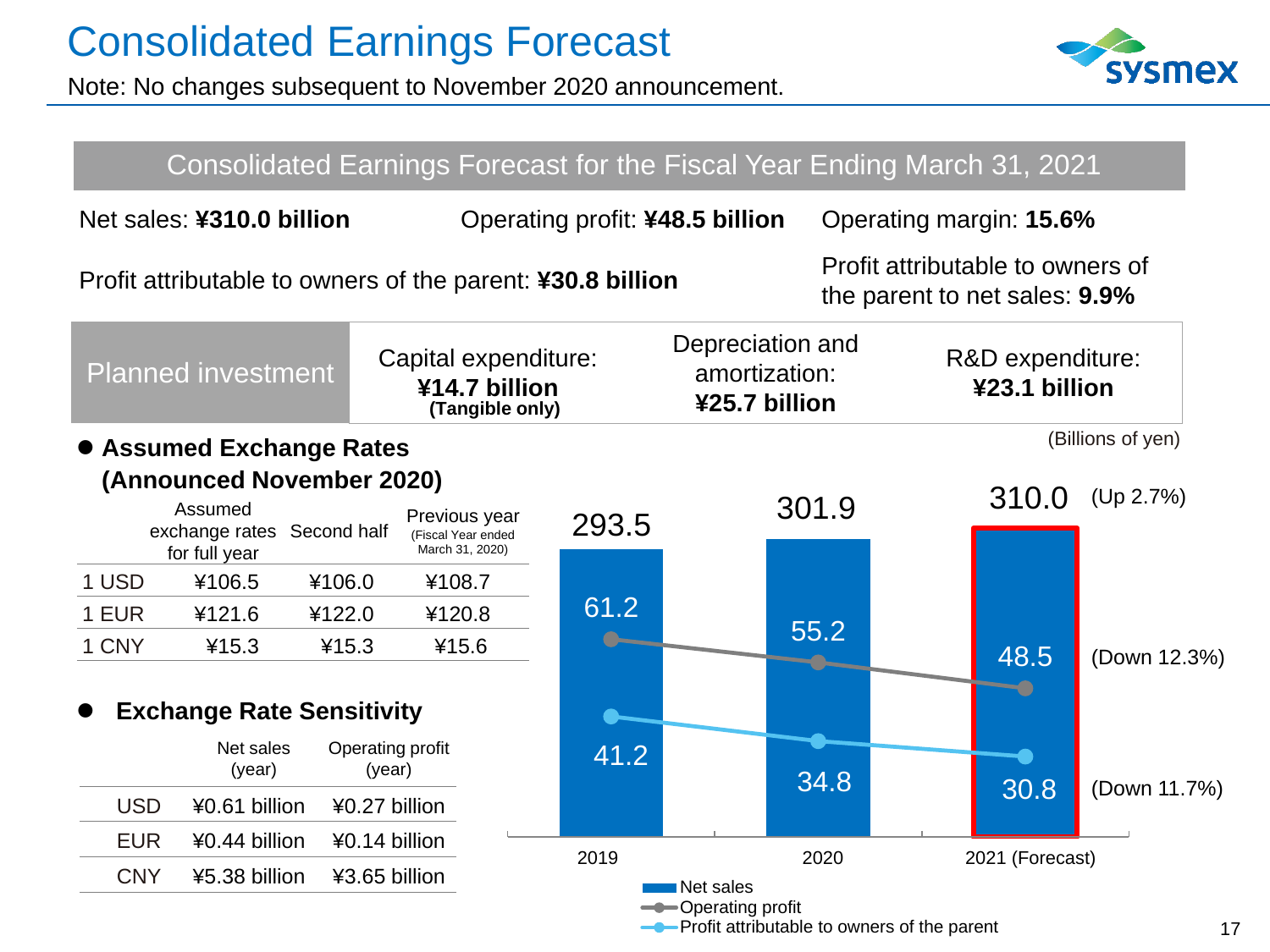# Consolidated Earnings Forecast

Note: No changes subsequent to November 2020 announcement.

## Consolidated Earnings Forecast for the Fiscal Year Ending March 31, 2021

Net sales: **¥310.0 billion**

Operating profit: **¥48.5 billion**

Operating margin: **15.6%**

Profit attributable to owners of the parent: **¥30.8 billion**

Profit attributable to owners of the parent to net sales: **9.9%**

| Planned investment | Capital expenditure: **¥14.7 billion** **(Tangible only)** | Depreciation and amortization: **¥25.7 billion** | R&D expenditure: **¥23.1 billion** |
|---|---|---|---|

### ● Assumed Exchange Rates (Announced November 2020)

| | Assumed exchange rates for full year | Second half | Previous year (Fiscal Year ended March 31, 2020) |
|---|---|---|---|
| 1 USD | ¥106.5 | ¥106.0 | ¥108.7 |
| 1 EUR | ¥121.6 | ¥122.0 | ¥120.8 |
| 1 CNY | ¥15.3 | ¥15.3 | ¥15.6 |

### ● Exchange Rate Sensitivity

| | Net sales (year) | Operating profit (year) |
|---|---|---|
| USD | ¥0.61 billion | ¥0.27 billion |
| EUR | ¥0.44 billion | ¥0.14 billion |
| CNY | ¥5.38 billion | ¥3.65 billion |

(Billions of yen)

| | 2019 | 2020 | 2021 (Forecast) | |
|---|---|---|---|---|
| Net sales | 293.5 | 301.9 | 310.0 | (Up 2.7%) |
| Operating profit | 61.2 | 55.2 | 48.5 | (Down 12.3%) |
| Profit attributable to owners of the parent | 41.2 | 34.8 | 30.8 | (Down 11.7%) |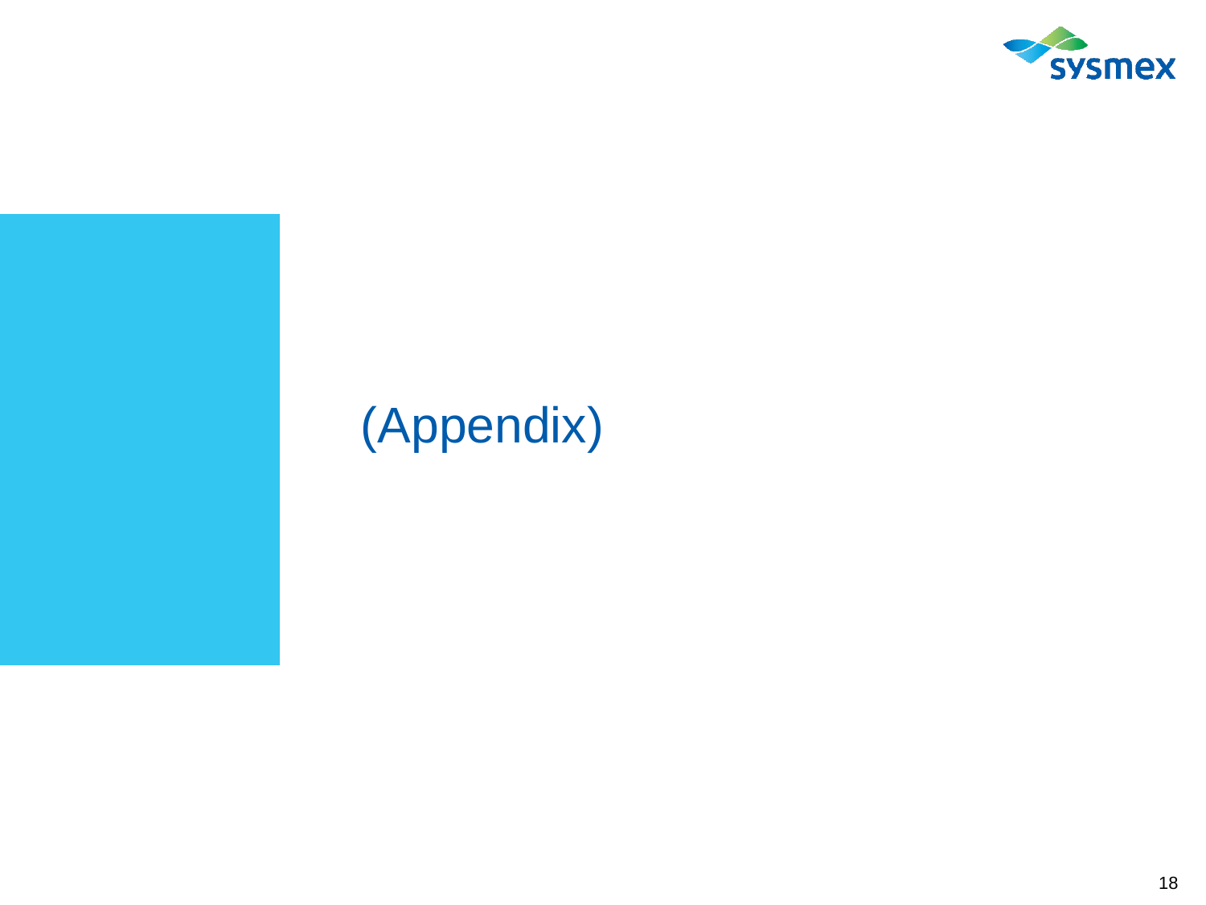# (Appendix)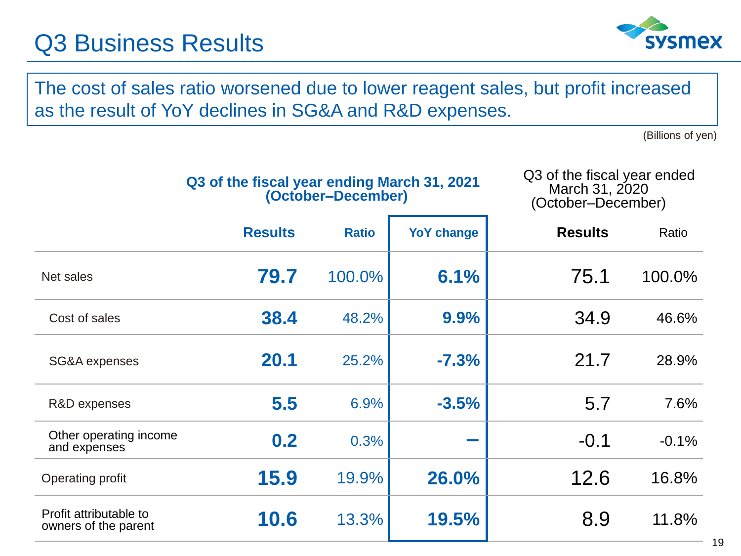# Q3 Business Results

The cost of sales ratio worsened due to lower reagent sales, but profit increased as the result of YoY declines in SG&A and R&D expenses.

(Billions of yen)

| | Q3 of the fiscal year ending March 31, 2021 (October–December) | | | Q3 of the fiscal year ended March 31, 2020 (October–December) | |
|---|---|---|---|---|---|
| | **Results** | **Ratio** | **YoY change** | **Results** | Ratio |
| Net sales | **79.7** | 100.0% | **6.1%** | 75.1 | 100.0% |
| Cost of sales | **38.4** | 48.2% | **9.9%** | 34.9 | 46.6% |
| SG&A expenses | **20.1** | 25.2% | **-7.3%** | 21.7 | 28.9% |
| R&D expenses | **5.5** | 6.9% | **-3.5%** | 5.7 | 7.6% |
| Other operating income and expenses | **0.2** | 0.3% | **–** | -0.1 | -0.1% |
| Operating profit | **15.9** | 19.9% | **26.0%** | 12.6 | 16.8% |
| Profit attributable to owners of the parent | **10.6** | 13.3% | **19.5%** | 8.9 | 11.8% |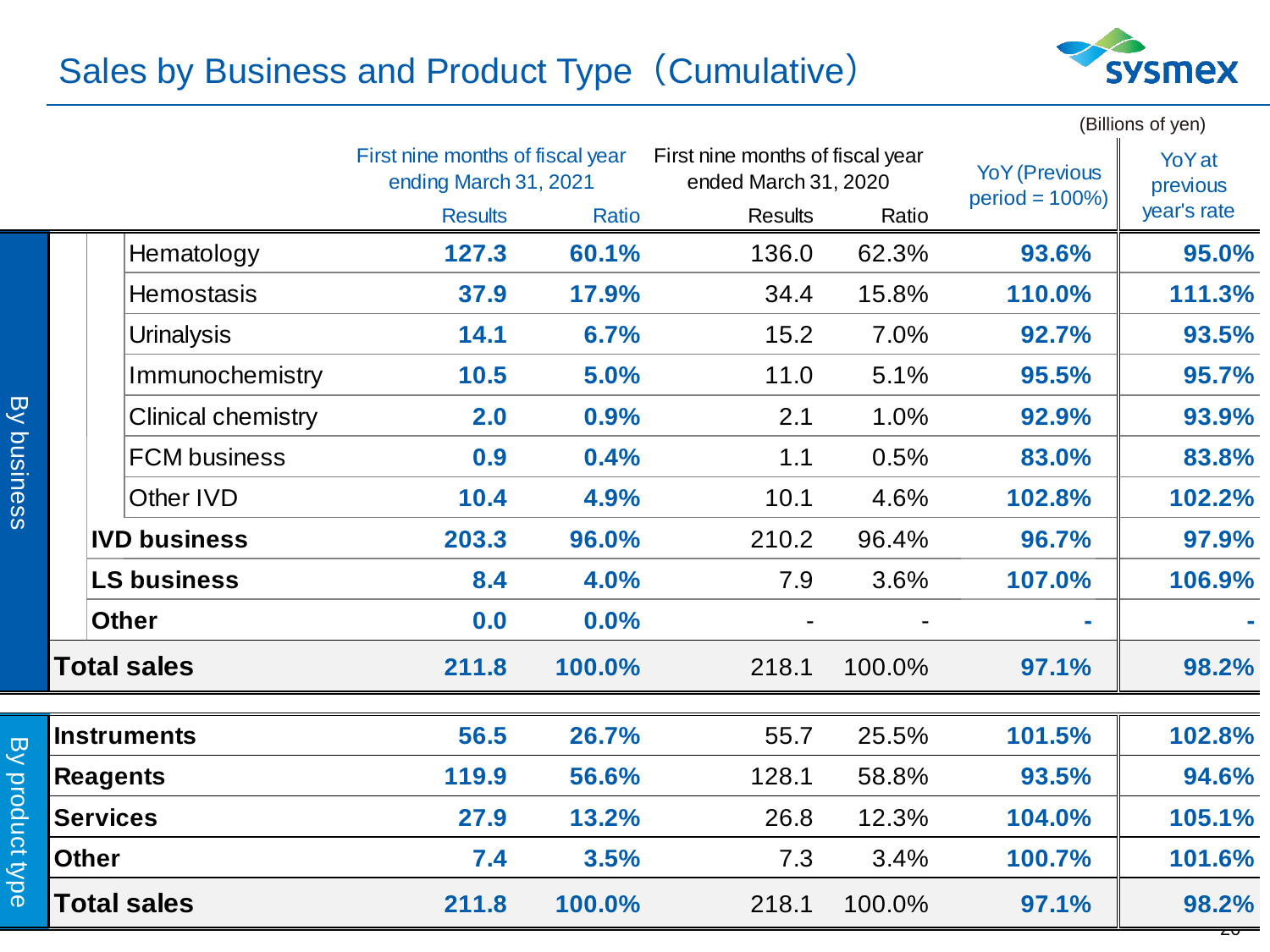# Sales by Business and Product Type（Cumulative）

(Billions of yen)

| | | First nine months of fiscal year ending March 31, 2021 | | First nine months of fiscal year ended March 31, 2020 | | YoY (Previous period = 100%) | YoY at previous year's rate |
|---|---|---|---|---|---|---|---|
| | | Results | Ratio | Results | Ratio | | |
| By business | Hematology | 127.3 | 60.1% | 136.0 | 62.3% | 93.6% | 95.0% |
| | Hemostasis | 37.9 | 17.9% | 34.4 | 15.8% | 110.0% | 111.3% |
| | Urinalysis | 14.1 | 6.7% | 15.2 | 7.0% | 92.7% | 93.5% |
| | Immunochemistry | 10.5 | 5.0% | 11.0 | 5.1% | 95.5% | 95.7% |
| | Clinical chemistry | 2.0 | 0.9% | 2.1 | 1.0% | 92.9% | 93.9% |
| | FCM business | 0.9 | 0.4% | 1.1 | 0.5% | 83.0% | 83.8% |
| | Other IVD | 10.4 | 4.9% | 10.1 | 4.6% | 102.8% | 102.2% |
| | **IVD business** | 203.3 | 96.0% | 210.2 | 96.4% | 96.7% | 97.9% |
| | **LS business** | 8.4 | 4.0% | 7.9 | 3.6% | 107.0% | 106.9% |
| | **Other** | 0.0 | 0.0% | - | - | - | - |
| | **Total sales** | 211.8 | 100.0% | 218.1 | 100.0% | 97.1% | 98.2% |
| By product type | **Instruments** | 56.5 | 26.7% | 55.7 | 25.5% | 101.5% | 102.8% |
| | **Reagents** | 119.9 | 56.6% | 128.1 | 58.8% | 93.5% | 94.6% |
| | **Services** | 27.9 | 13.2% | 26.8 | 12.3% | 104.0% | 105.1% |
| | **Other** | 7.4 | 3.5% | 7.3 | 3.4% | 100.7% | 101.6% |
| | **Total sales** | 211.8 | 100.0% | 218.1 | 100.0% | 97.1% | 98.2% |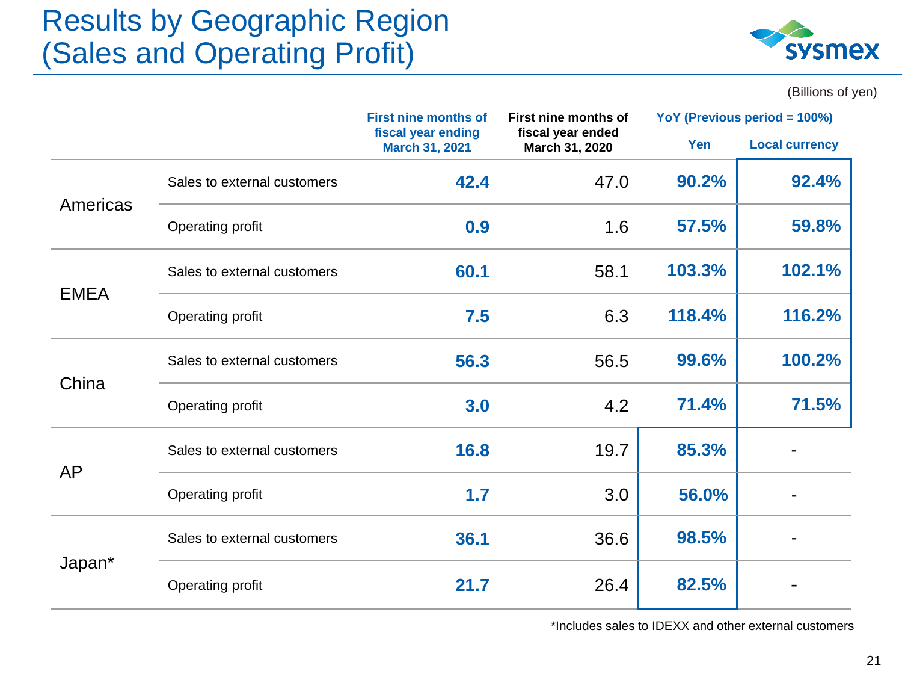# Results by Geographic Region (Sales and Operating Profit)

(Billions of yen)

| | | First nine months of fiscal year ending March 31, 2021 | First nine months of fiscal year ended March 31, 2020 | YoY (Previous period = 100%) | |
|---|---|---|---|---|---|
| | | | | Yen | Local currency |
| Americas | Sales to external customers | **42.4** | 47.0 | **90.2%** | **92.4%** |
| | Operating profit | **0.9** | 1.6 | **57.5%** | **59.8%** |
| EMEA | Sales to external customers | **60.1** | 58.1 | **103.3%** | **102.1%** |
| | Operating profit | **7.5** | 6.3 | **118.4%** | **116.2%** |
| China | Sales to external customers | **56.3** | 56.5 | **99.6%** | **100.2%** |
| | Operating profit | **3.0** | 4.2 | **71.4%** | **71.5%** |
| AP | Sales to external customers | **16.8** | 19.7 | **85.3%** | - |
| | Operating profit | **1.7** | 3.0 | **56.0%** | - |
| Japan* | Sales to external customers | **36.1** | 36.6 | **98.5%** | - |
| | Operating profit | **21.7** | 26.4 | **82.5%** | - |

*Includes sales to IDEXX and other external customers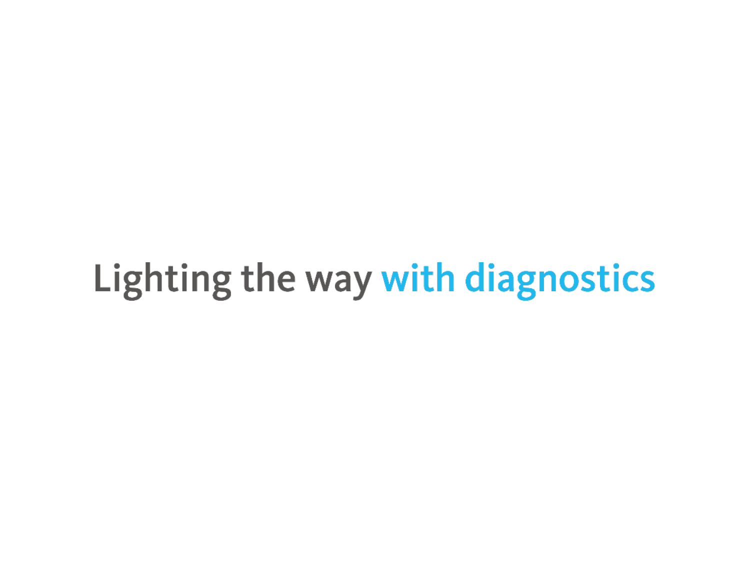Lighting the way with diagnostics